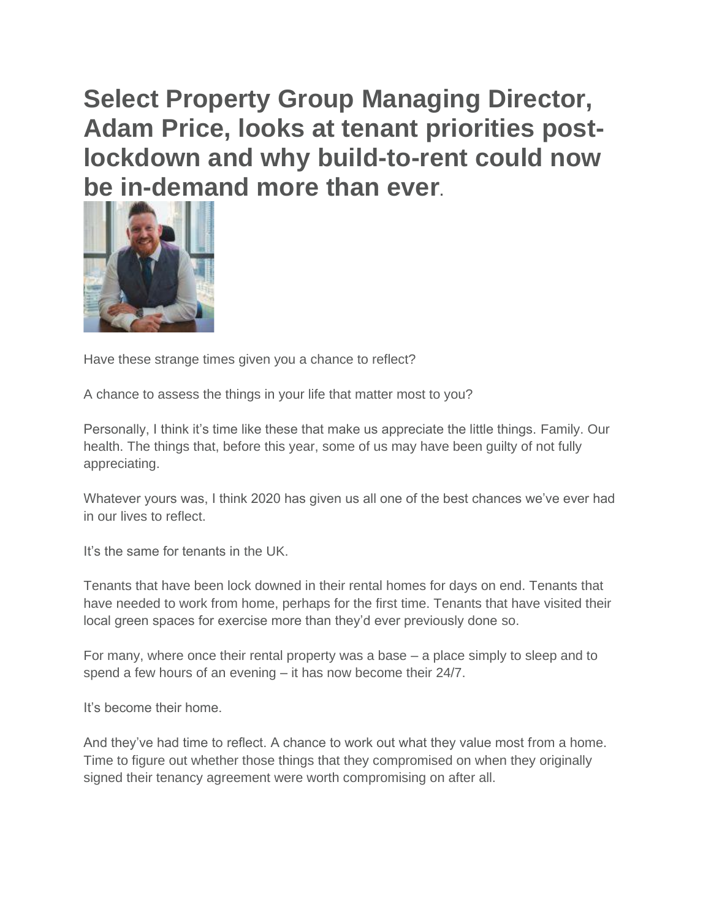# Select Property Group Managing Director, Adam Price, looks at tenant priorities post-lockdown and why build-to-rent could now be in-demand more than ever.

Have these strange times given you a chance to reflect?

A chance to assess the things in your life that matter most to you?

Personally, I think it's time like these that make us appreciate the little things. Family. Our health. The things that, before this year, some of us may have been guilty of not fully appreciating.

Whatever yours was, I think 2020 has given us all one of the best chances we've ever had in our lives to reflect.

It's the same for tenants in the UK.

Tenants that have been lock downed in their rental homes for days on end. Tenants that have needed to work from home, perhaps for the first time. Tenants that have visited their local green spaces for exercise more than they'd ever previously done so.

For many, where once their rental property was a base – a place simply to sleep and to spend a few hours of an evening – it has now become their 24/7.

It's become their home.

And they've had time to reflect. A chance to work out what they value most from a home. Time to figure out whether those things that they compromised on when they originally signed their tenancy agreement were worth compromising on after all.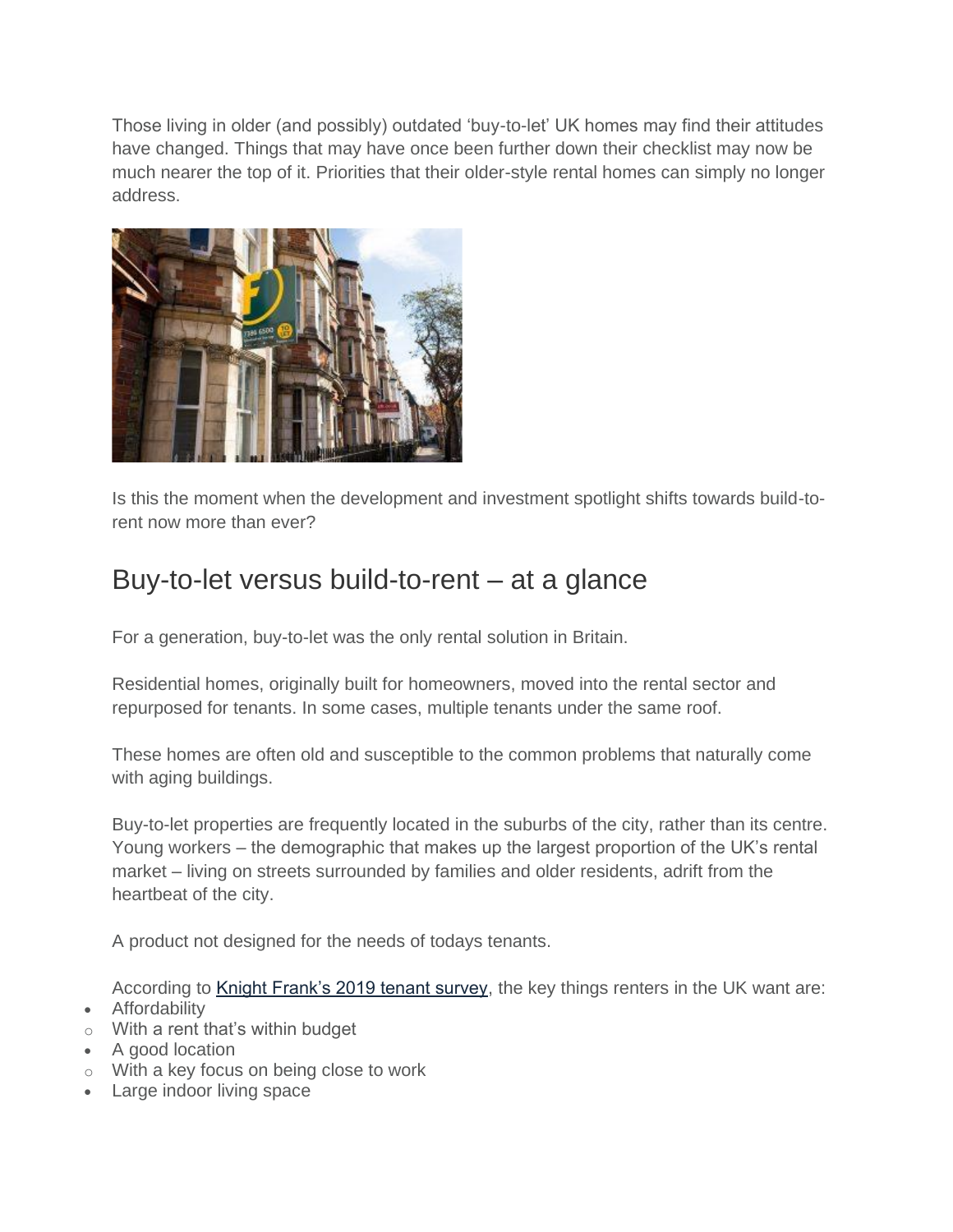Those living in older (and possibly) outdated 'buy-to-let' UK homes may find their attitudes have changed. Things that may have once been further down their checklist may now be much nearer the top of it. Priorities that their older-style rental homes can simply no longer address.

Is this the moment when the development and investment spotlight shifts towards build-to-rent now more than ever?

## Buy-to-let versus build-to-rent – at a glance

For a generation, buy-to-let was the only rental solution in Britain.

Residential homes, originally built for homeowners, moved into the rental sector and repurposed for tenants. In some cases, multiple tenants under the same roof.

These homes are often old and susceptible to the common problems that naturally come with aging buildings.

Buy-to-let properties are frequently located in the suburbs of the city, rather than its centre. Young workers – the demographic that makes up the largest proportion of the UK's rental market – living on streets surrounded by families and older residents, adrift from the heartbeat of the city.

A product not designed for the needs of todays tenants.

According to [Knight Frank's 2019 tenant survey](), the key things renters in the UK want are:

- Affordability
  - With a rent that's within budget
- A good location
  - With a key focus on being close to work
- Large indoor living space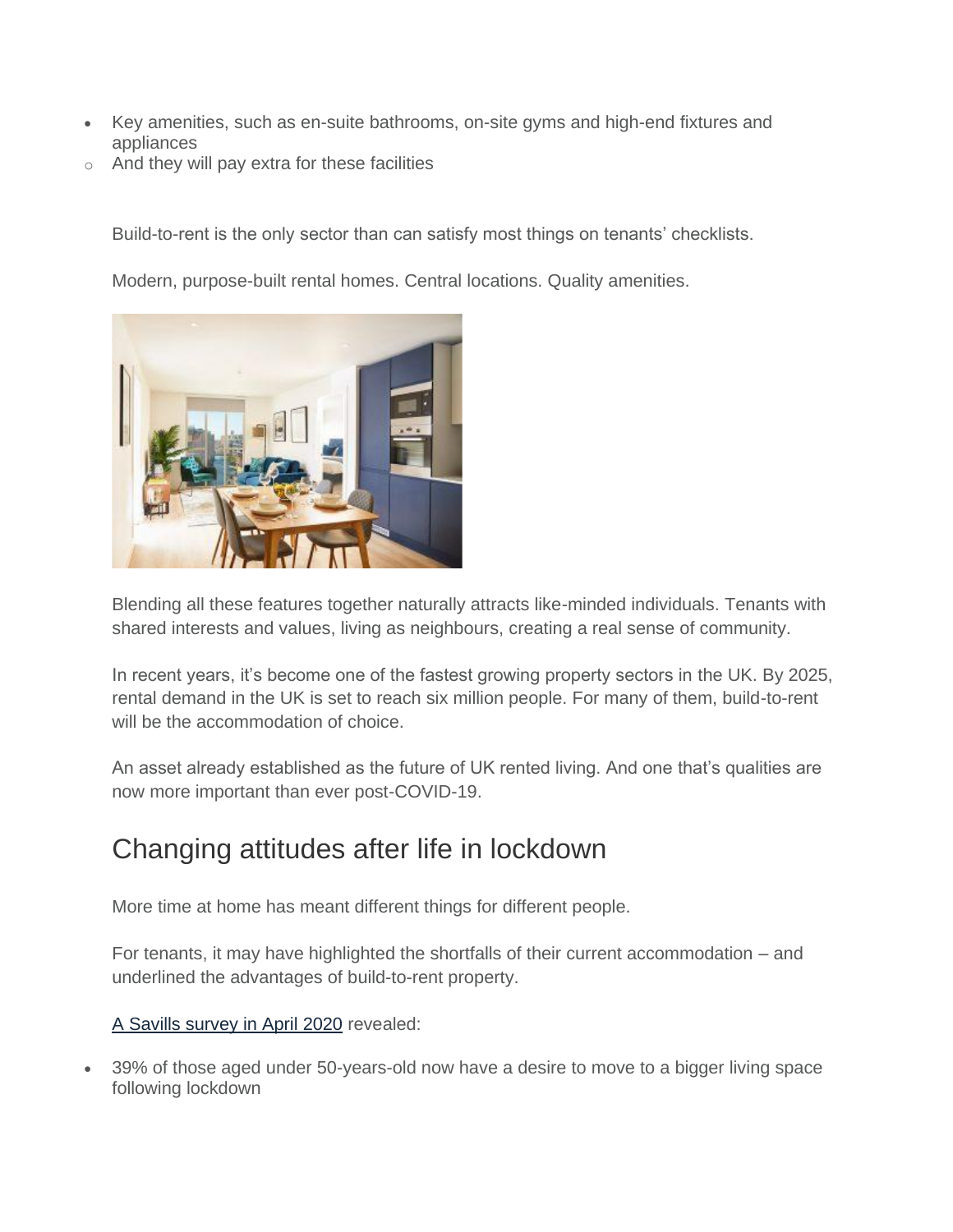- Key amenities, such as en-suite bathrooms, on-site gyms and high-end fixtures and appliances
  - And they will pay extra for these facilities

Build-to-rent is the only sector than can satisfy most things on tenants' checklists.

Modern, purpose-built rental homes. Central locations. Quality amenities.

Blending all these features together naturally attracts like-minded individuals. Tenants with shared interests and values, living as neighbours, creating a real sense of community.

In recent years, it's become one of the fastest growing property sectors in the UK. By 2025, rental demand in the UK is set to reach six million people. For many of them, build-to-rent will be the accommodation of choice.

An asset already established as the future of UK rented living. And one that's qualities are now more important than ever post-COVID-19.

## Changing attitudes after life in lockdown

More time at home has meant different things for different people.

For tenants, it may have highlighted the shortfalls of their current accommodation – and underlined the advantages of build-to-rent property.

A Savills survey in April 2020 revealed:

- 39% of those aged under 50-years-old now have a desire to move to a bigger living space following lockdown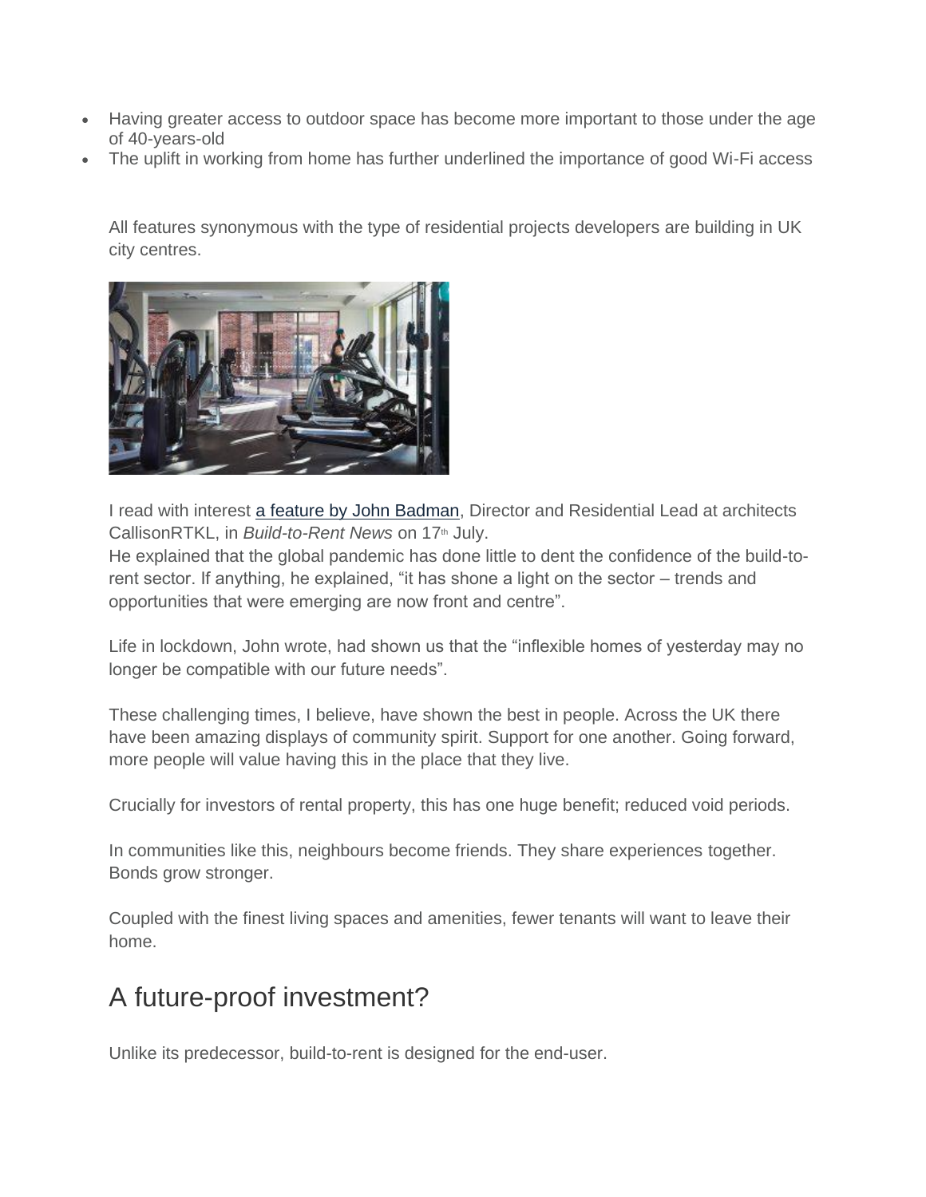- Having greater access to outdoor space has become more important to those under the age of 40-years-old
- The uplift in working from home has further underlined the importance of good Wi-Fi access

All features synonymous with the type of residential projects developers are building in UK city centres.

I read with interest a feature by John Badman, Director and Residential Lead at architects CallisonRTKL, in *Build-to-Rent News* on 17th July.
He explained that the global pandemic has done little to dent the confidence of the build-to-rent sector. If anything, he explained, "it has shone a light on the sector – trends and opportunities that were emerging are now front and centre".

Life in lockdown, John wrote, had shown us that the "inflexible homes of yesterday may no longer be compatible with our future needs".

These challenging times, I believe, have shown the best in people. Across the UK there have been amazing displays of community spirit. Support for one another. Going forward, more people will value having this in the place that they live.

Crucially for investors of rental property, this has one huge benefit; reduced void periods.

In communities like this, neighbours become friends. They share experiences together. Bonds grow stronger.

Coupled with the finest living spaces and amenities, fewer tenants will want to leave their home.

## A future-proof investment?

Unlike its predecessor, build-to-rent is designed for the end-user.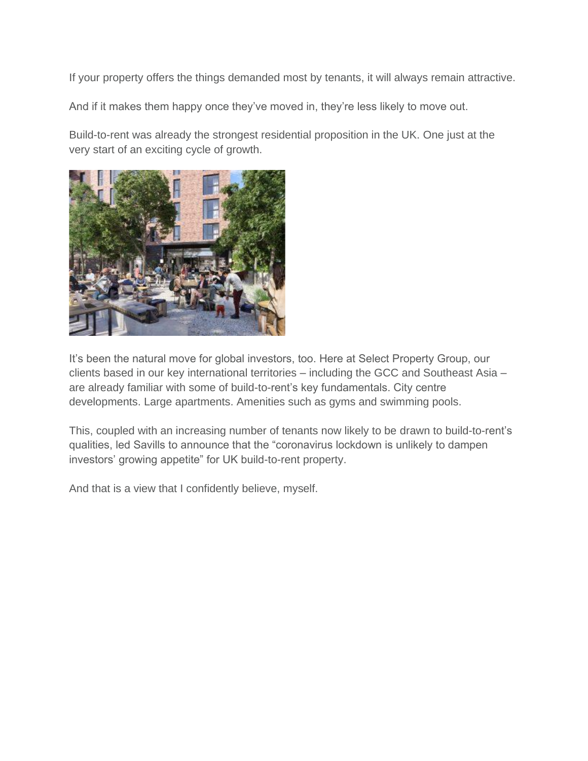If your property offers the things demanded most by tenants, it will always remain attractive.

And if it makes them happy once they've moved in, they're less likely to move out.

Build-to-rent was already the strongest residential proposition in the UK. One just at the very start of an exciting cycle of growth.

It's been the natural move for global investors, too. Here at Select Property Group, our clients based in our key international territories – including the GCC and Southeast Asia – are already familiar with some of build-to-rent's key fundamentals. City centre developments. Large apartments. Amenities such as gyms and swimming pools.

This, coupled with an increasing number of tenants now likely to be drawn to build-to-rent's qualities, led Savills to announce that the "coronavirus lockdown is unlikely to dampen investors' growing appetite" for UK build-to-rent property.

And that is a view that I confidently believe, myself.